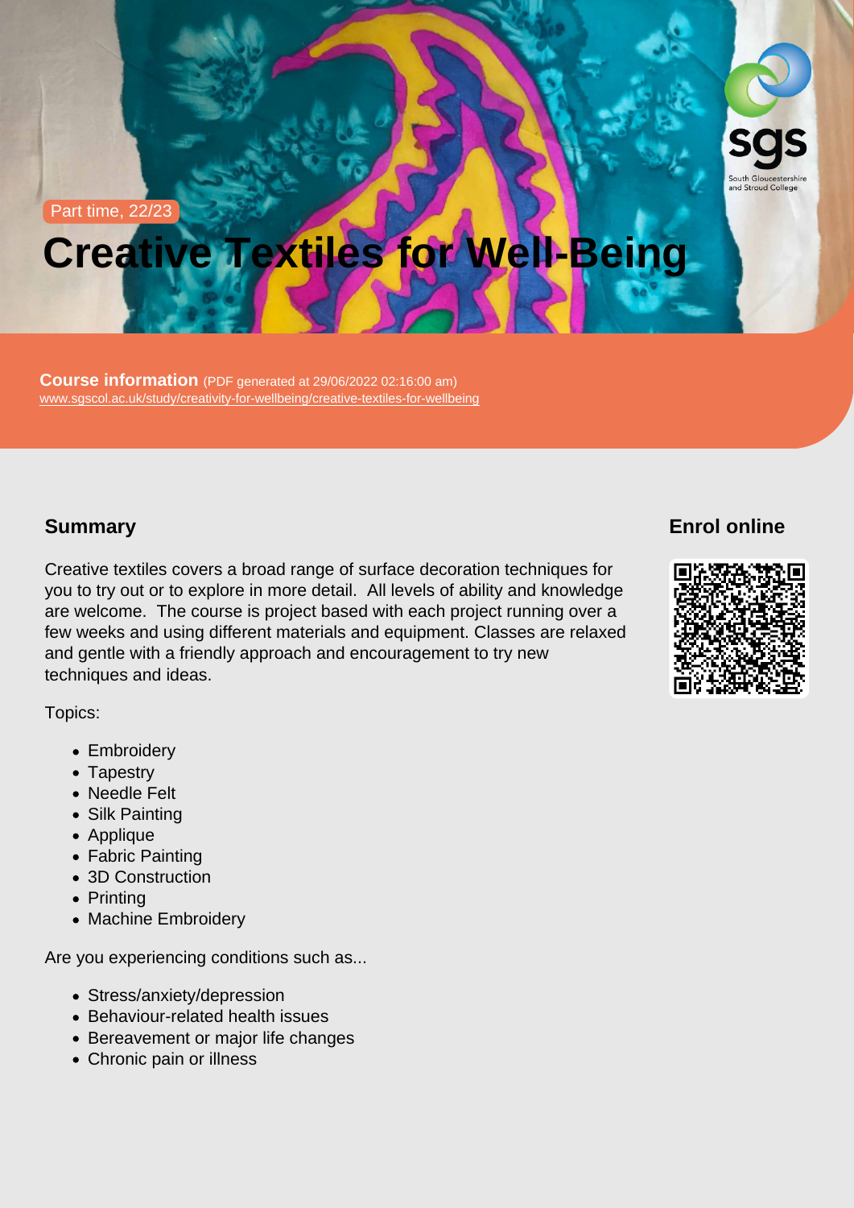Part time, 22/23

# Creative Textiles for Well-Being

**Course information** (PDF generated at 29/06/2022 02:16:00 am)
www.sgscol.ac.uk/study/creativity-for-wellbeing/creative-textiles-for-wellbeing

## Summary

Creative textiles covers a broad range of surface decoration techniques for you to try out or to explore in more detail. All levels of ability and knowledge are welcome. The course is project based with each project running over a few weeks and using different materials and equipment. Classes are relaxed and gentle with a friendly approach and encouragement to try new techniques and ideas.

Topics:

- Embroidery
- Tapestry
- Needle Felt
- Silk Painting
- Applique
- Fabric Painting
- 3D Construction
- Printing
- Machine Embroidery

Are you experiencing conditions such as...

- Stress/anxiety/depression
- Behaviour-related health issues
- Bereavement or major life changes
- Chronic pain or illness

## Enrol online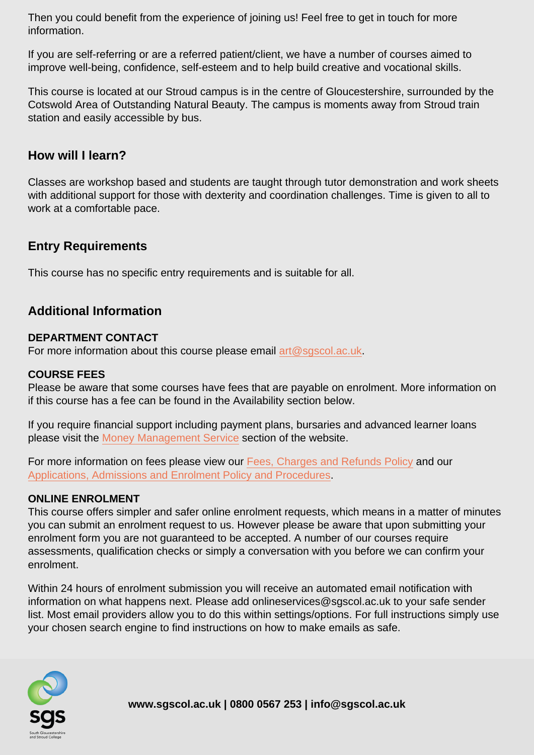Then you could benefit from the experience of joining us! Feel free to get in touch for more information.

If you are self-referring or are a referred patient/client, we have a number of courses aimed to improve well-being, confidence, self-esteem and to help build creative and vocational skills.

This course is located at our Stroud campus is in the centre of Gloucestershire, surrounded by the Cotswold Area of Outstanding Natural Beauty. The campus is moments away from Stroud train station and easily accessible by bus.

## How will I learn?

Classes are workshop based and students are taught through tutor demonstration and work sheets with additional support for those with dexterity and coordination challenges. Time is given to all to work at a comfortable pace.

## Entry Requirements

This course has no specific entry requirements and is suitable for all.

## Additional Information

**DEPARTMENT CONTACT**
For more information about this course please email art@sgscol.ac.uk.

**COURSE FEES**
Please be aware that some courses have fees that are payable on enrolment. More information on if this course has a fee can be found in the Availability section below.

If you require financial support including payment plans, bursaries and advanced learner loans please visit the Money Management Service section of the website.

For more information on fees please view our Fees, Charges and Refunds Policy and our Applications, Admissions and Enrolment Policy and Procedures.

**ONLINE ENROLMENT**
This course offers simpler and safer online enrolment requests, which means in a matter of minutes you can submit an enrolment request to us. However please be aware that upon submitting your enrolment form you are not guaranteed to be accepted. A number of our courses require assessments, qualification checks or simply a conversation with you before we can confirm your enrolment.

Within 24 hours of enrolment submission you will receive an automated email notification with information on what happens next. Please add onlineservices@sgscol.ac.uk to your safe sender list. Most email providers allow you to do this within settings/options. For full instructions simply use your chosen search engine to find instructions on how to make emails as safe.

sgs
South Gloucestershire and Stroud College

**www.sgscol.ac.uk | 0800 0567 253 | info@sgscol.ac.uk**